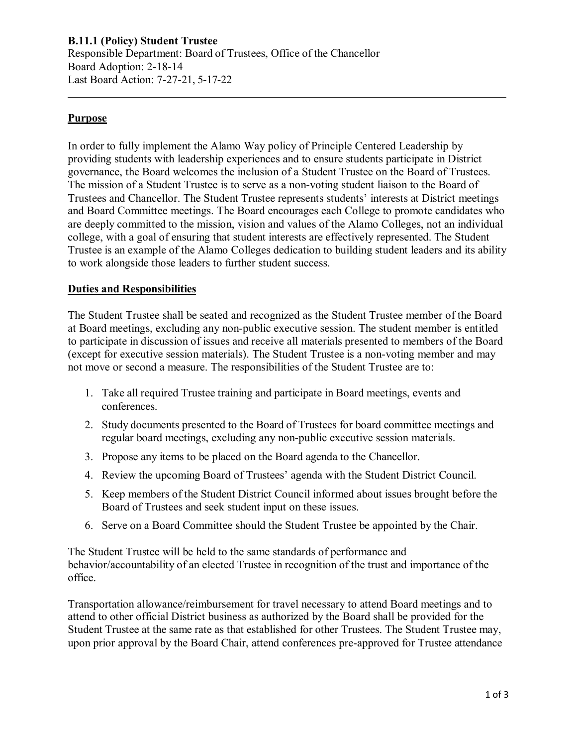**B.11.1 (Policy) Student Trustee**
Responsible Department: Board of Trustees, Office of the Chancellor
Board Adoption: 2-18-14
Last Board Action: 7-27-21, 5-17-22

---

## Purpose

In order to fully implement the Alamo Way policy of Principle Centered Leadership by providing students with leadership experiences and to ensure students participate in District governance, the Board welcomes the inclusion of a Student Trustee on the Board of Trustees. The mission of a Student Trustee is to serve as a non-voting student liaison to the Board of Trustees and Chancellor. The Student Trustee represents students' interests at District meetings and Board Committee meetings. The Board encourages each College to promote candidates who are deeply committed to the mission, vision and values of the Alamo Colleges, not an individual college, with a goal of ensuring that student interests are effectively represented. The Student Trustee is an example of the Alamo Colleges dedication to building student leaders and its ability to work alongside those leaders to further student success.

## Duties and Responsibilities

The Student Trustee shall be seated and recognized as the Student Trustee member of the Board at Board meetings, excluding any non-public executive session. The student member is entitled to participate in discussion of issues and receive all materials presented to members of the Board (except for executive session materials). The Student Trustee is a non-voting member and may not move or second a measure. The responsibilities of the Student Trustee are to:

1. Take all required Trustee training and participate in Board meetings, events and conferences.
2. Study documents presented to the Board of Trustees for board committee meetings and regular board meetings, excluding any non-public executive session materials.
3. Propose any items to be placed on the Board agenda to the Chancellor.
4. Review the upcoming Board of Trustees' agenda with the Student District Council.
5. Keep members of the Student District Council informed about issues brought before the Board of Trustees and seek student input on these issues.
6. Serve on a Board Committee should the Student Trustee be appointed by the Chair.

The Student Trustee will be held to the same standards of performance and behavior/accountability of an elected Trustee in recognition of the trust and importance of the office.

Transportation allowance/reimbursement for travel necessary to attend Board meetings and to attend to other official District business as authorized by the Board shall be provided for the Student Trustee at the same rate as that established for other Trustees. The Student Trustee may, upon prior approval by the Board Chair, attend conferences pre-approved for Trustee attendance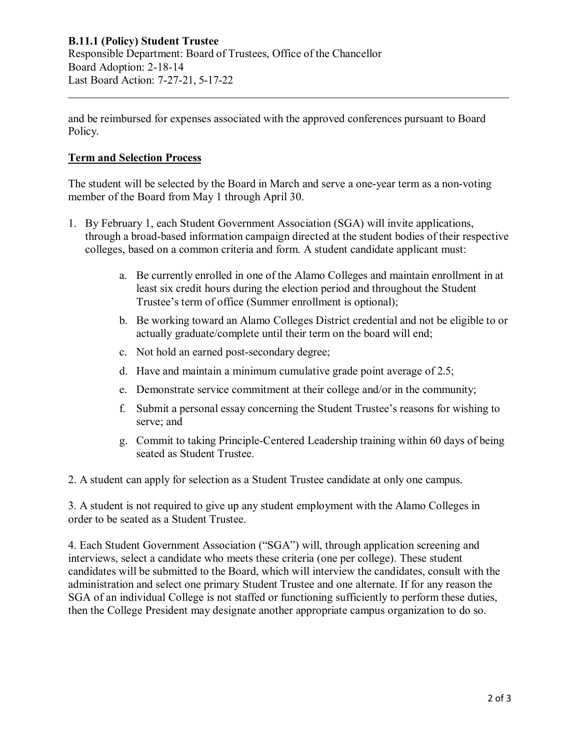and be reimbursed for expenses associated with the approved conferences pursuant to Board Policy.

## Term and Selection Process

The student will be selected by the Board in March and serve a one-year term as a non-voting member of the Board from May 1 through April 30.

1. By February 1, each Student Government Association (SGA) will invite applications, through a broad-based information campaign directed at the student bodies of their respective colleges, based on a common criteria and form. A student candidate applicant must:
   a. Be currently enrolled in one of the Alamo Colleges and maintain enrollment in at least six credit hours during the election period and throughout the Student Trustee's term of office (Summer enrollment is optional);
   b. Be working toward an Alamo Colleges District credential and not be eligible to or actually graduate/complete until their term on the board will end;
   c. Not hold an earned post-secondary degree;
   d. Have and maintain a minimum cumulative grade point average of 2.5;
   e. Demonstrate service commitment at their college and/or in the community;
   f. Submit a personal essay concerning the Student Trustee's reasons for wishing to serve; and
   g. Commit to taking Principle-Centered Leadership training within 60 days of being seated as Student Trustee.

2. A student can apply for selection as a Student Trustee candidate at only one campus.

3. A student is not required to give up any student employment with the Alamo Colleges in order to be seated as a Student Trustee.

4. Each Student Government Association ("SGA") will, through application screening and interviews, select a candidate who meets these criteria (one per college). These student candidates will be submitted to the Board, which will interview the candidates, consult with the administration and select one primary Student Trustee and one alternate. If for any reason the SGA of an individual College is not staffed or functioning sufficiently to perform these duties, then the College President may designate another appropriate campus organization to do so.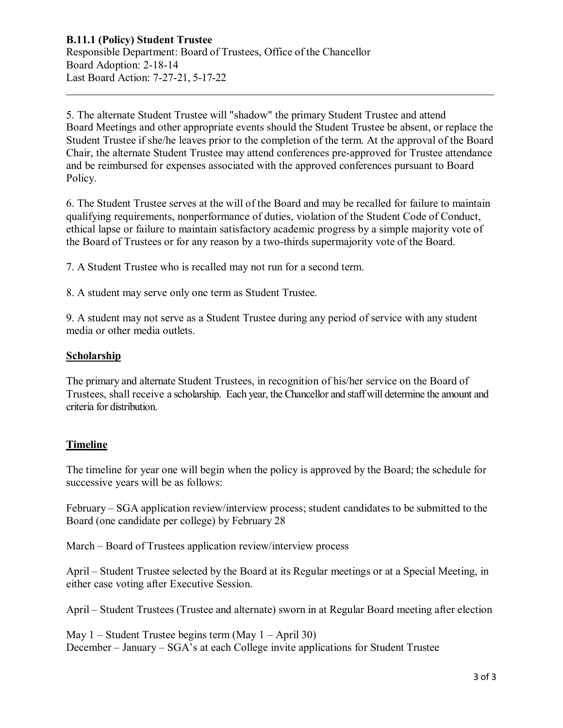**B.11.1 (Policy) Student Trustee**
Responsible Department: Board of Trustees, Office of the Chancellor
Board Adoption: 2-18-14
Last Board Action: 7-27-21, 5-17-22

---

5. The alternate Student Trustee will "shadow" the primary Student Trustee and attend Board Meetings and other appropriate events should the Student Trustee be absent, or replace the Student Trustee if she/he leaves prior to the completion of the term. At the approval of the Board Chair, the alternate Student Trustee may attend conferences pre-approved for Trustee attendance and be reimbursed for expenses associated with the approved conferences pursuant to Board Policy.

6. The Student Trustee serves at the will of the Board and may be recalled for failure to maintain qualifying requirements, nonperformance of duties, violation of the Student Code of Conduct, ethical lapse or failure to maintain satisfactory academic progress by a simple majority vote of the Board of Trustees or for any reason by a two-thirds supermajority vote of the Board.

7. A Student Trustee who is recalled may not run for a second term.

8. A student may serve only one term as Student Trustee.

9. A student may not serve as a Student Trustee during any period of service with any student media or other media outlets.

## Scholarship

The primary and alternate Student Trustees, in recognition of his/her service on the Board of Trustees, shall receive a scholarship. Each year, the Chancellor and staff will determine the amount and criteria for distribution.

## Timeline

The timeline for year one will begin when the policy is approved by the Board; the schedule for successive years will be as follows:

February – SGA application review/interview process; student candidates to be submitted to the Board (one candidate per college) by February 28

March – Board of Trustees application review/interview process

April – Student Trustee selected by the Board at its Regular meetings or at a Special Meeting, in either case voting after Executive Session.

April – Student Trustees (Trustee and alternate) sworn in at Regular Board meeting after election

May 1 – Student Trustee begins term (May 1 – April 30)
December – January – SGA's at each College invite applications for Student Trustee